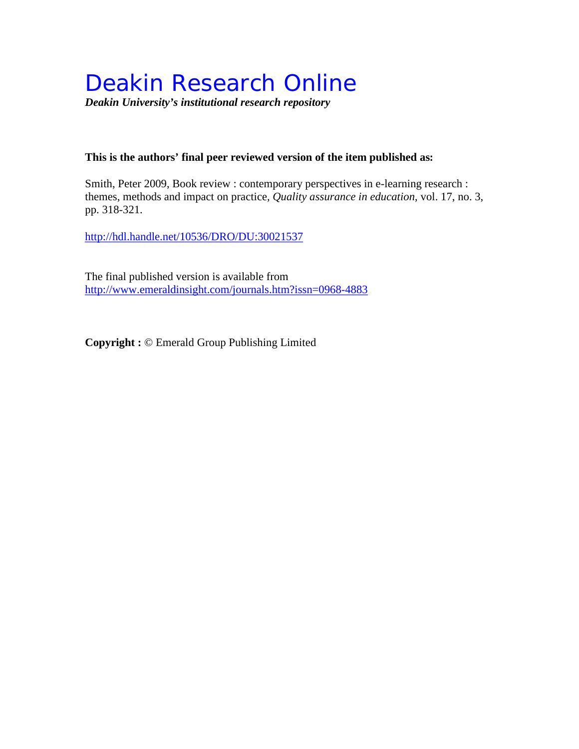# Deakin Research Online

***Deakin University's institutional research repository***

**This is the authors' final peer reviewed version of the item published as:**

Smith, Peter 2009, Book review : contemporary perspectives in e-learning research : themes, methods and impact on practice, *Quality assurance in education*, vol. 17, no. 3, pp. 318-321.

http://hdl.handle.net/10536/DRO/DU:30021537

The final published version is available from
http://www.emeraldinsight.com/journals.htm?issn=0968-4883

**Copyright :** © Emerald Group Publishing Limited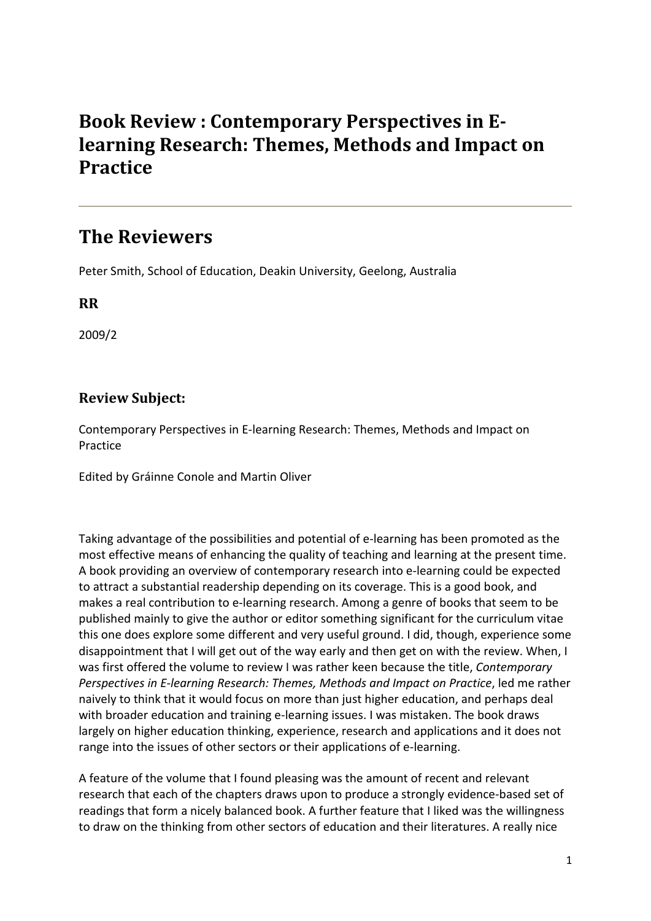# Book Review : Contemporary Perspectives in E-learning Research: Themes, Methods and Impact on Practice

---

# The Reviewers

Peter Smith, School of Education, Deakin University, Geelong, Australia

### RR

2009/2

### Review Subject:

Contemporary Perspectives in E-learning Research: Themes, Methods and Impact on Practice

Edited by Gráinne Conole and Martin Oliver

Taking advantage of the possibilities and potential of e-learning has been promoted as the most effective means of enhancing the quality of teaching and learning at the present time. A book providing an overview of contemporary research into e-learning could be expected to attract a substantial readership depending on its coverage. This is a good book, and makes a real contribution to e-learning research. Among a genre of books that seem to be published mainly to give the author or editor something significant for the curriculum vitae this one does explore some different and very useful ground. I did, though, experience some disappointment that I will get out of the way early and then get on with the review. When, I was first offered the volume to review I was rather keen because the title, *Contemporary Perspectives in E-learning Research: Themes, Methods and Impact on Practice*, led me rather naively to think that it would focus on more than just higher education, and perhaps deal with broader education and training e-learning issues. I was mistaken. The book draws largely on higher education thinking, experience, research and applications and it does not range into the issues of other sectors or their applications of e-learning.

A feature of the volume that I found pleasing was the amount of recent and relevant research that each of the chapters draws upon to produce a strongly evidence-based set of readings that form a nicely balanced book. A further feature that I liked was the willingness to draw on the thinking from other sectors of education and their literatures. A really nice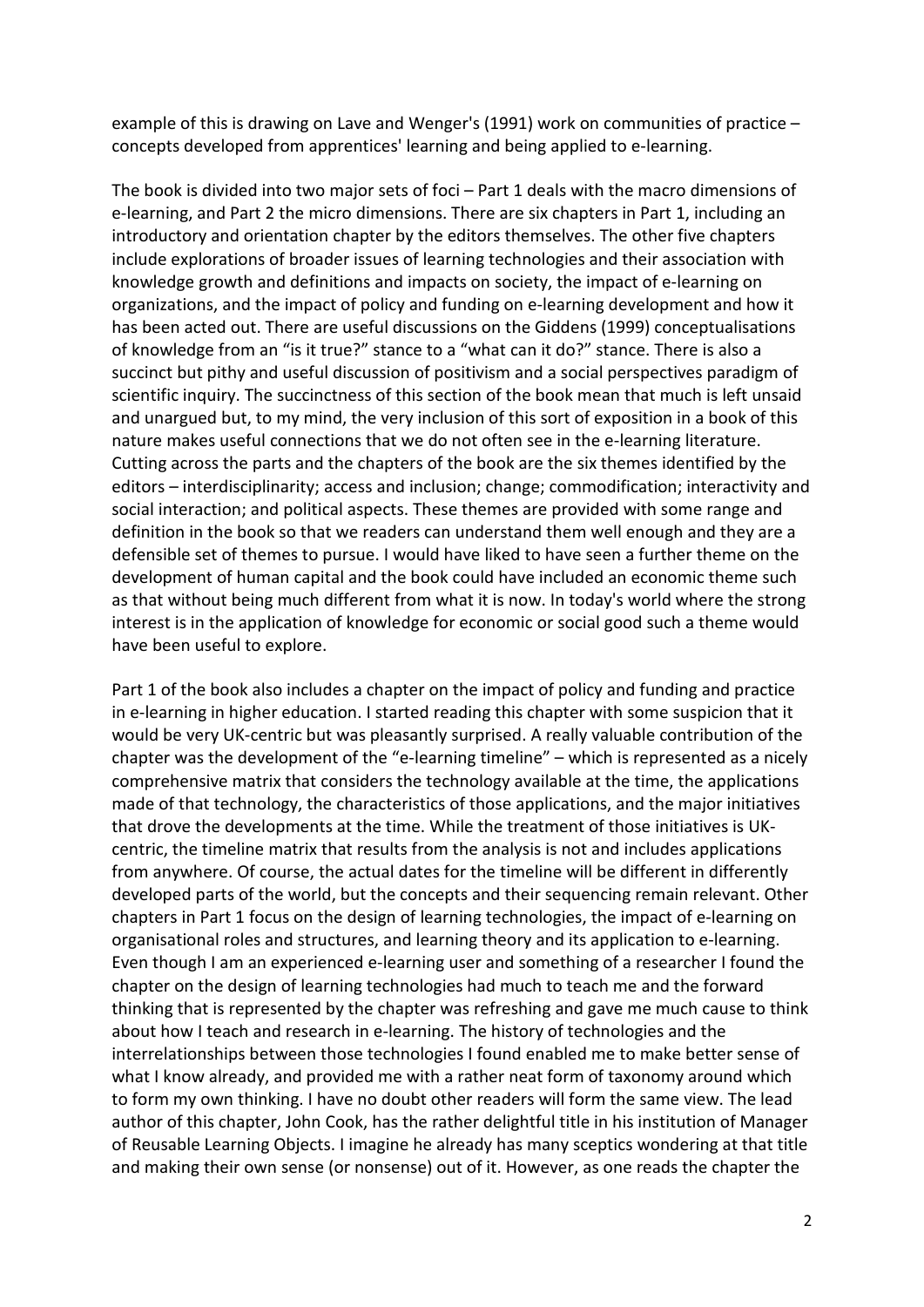example of this is drawing on Lave and Wenger's (1991) work on communities of practice – concepts developed from apprentices' learning and being applied to e-learning.

The book is divided into two major sets of foci – Part 1 deals with the macro dimensions of e-learning, and Part 2 the micro dimensions. There are six chapters in Part 1, including an introductory and orientation chapter by the editors themselves. The other five chapters include explorations of broader issues of learning technologies and their association with knowledge growth and definitions and impacts on society, the impact of e-learning on organizations, and the impact of policy and funding on e-learning development and how it has been acted out. There are useful discussions on the Giddens (1999) conceptualisations of knowledge from an "is it true?" stance to a "what can it do?" stance. There is also a succinct but pithy and useful discussion of positivism and a social perspectives paradigm of scientific inquiry. The succinctness of this section of the book mean that much is left unsaid and unargued but, to my mind, the very inclusion of this sort of exposition in a book of this nature makes useful connections that we do not often see in the e-learning literature. Cutting across the parts and the chapters of the book are the six themes identified by the editors – interdisciplinarity; access and inclusion; change; commodification; interactivity and social interaction; and political aspects. These themes are provided with some range and definition in the book so that we readers can understand them well enough and they are a defensible set of themes to pursue. I would have liked to have seen a further theme on the development of human capital and the book could have included an economic theme such as that without being much different from what it is now. In today's world where the strong interest is in the application of knowledge for economic or social good such a theme would have been useful to explore.

Part 1 of the book also includes a chapter on the impact of policy and funding and practice in e-learning in higher education. I started reading this chapter with some suspicion that it would be very UK-centric but was pleasantly surprised. A really valuable contribution of the chapter was the development of the "e-learning timeline" – which is represented as a nicely comprehensive matrix that considers the technology available at the time, the applications made of that technology, the characteristics of those applications, and the major initiatives that drove the developments at the time. While the treatment of those initiatives is UK-centric, the timeline matrix that results from the analysis is not and includes applications from anywhere. Of course, the actual dates for the timeline will be different in differently developed parts of the world, but the concepts and their sequencing remain relevant. Other chapters in Part 1 focus on the design of learning technologies, the impact of e-learning on organisational roles and structures, and learning theory and its application to e-learning. Even though I am an experienced e-learning user and something of a researcher I found the chapter on the design of learning technologies had much to teach me and the forward thinking that is represented by the chapter was refreshing and gave me much cause to think about how I teach and research in e-learning. The history of technologies and the interrelationships between those technologies I found enabled me to make better sense of what I know already, and provided me with a rather neat form of taxonomy around which to form my own thinking. I have no doubt other readers will form the same view. The lead author of this chapter, John Cook, has the rather delightful title in his institution of Manager of Reusable Learning Objects. I imagine he already has many sceptics wondering at that title and making their own sense (or nonsense) out of it. However, as one reads the chapter the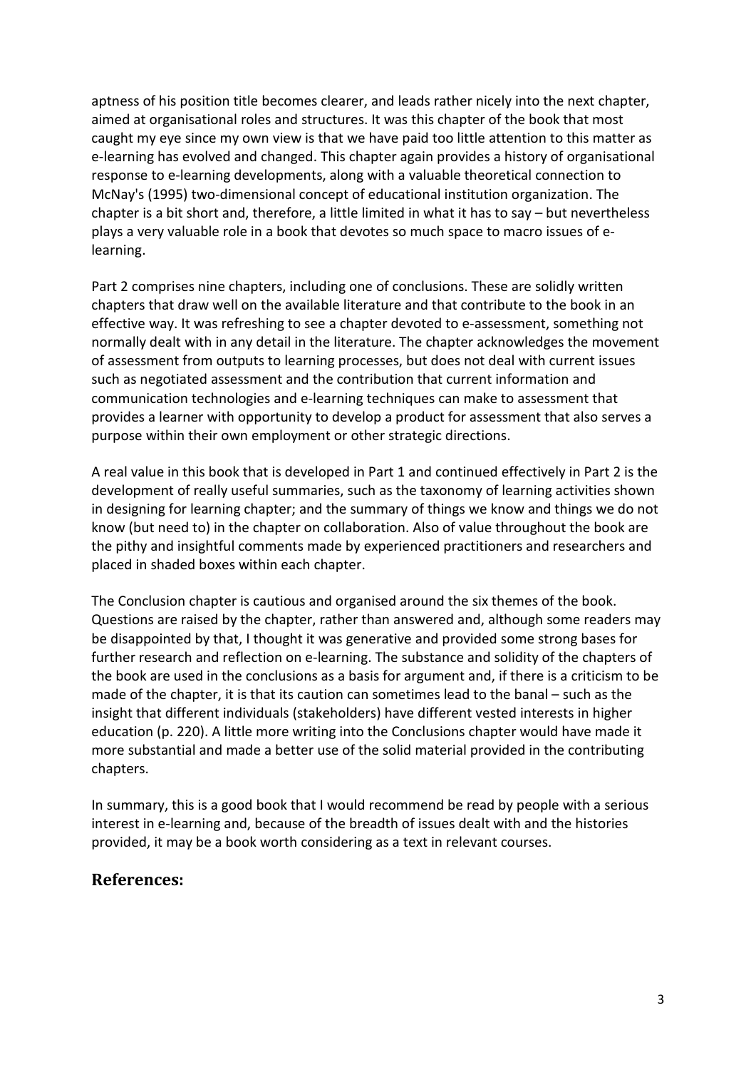aptness of his position title becomes clearer, and leads rather nicely into the next chapter, aimed at organisational roles and structures. It was this chapter of the book that most caught my eye since my own view is that we have paid too little attention to this matter as e-learning has evolved and changed. This chapter again provides a history of organisational response to e-learning developments, along with a valuable theoretical connection to McNay's (1995) two-dimensional concept of educational institution organization. The chapter is a bit short and, therefore, a little limited in what it has to say – but nevertheless plays a very valuable role in a book that devotes so much space to macro issues of e-learning.

Part 2 comprises nine chapters, including one of conclusions. These are solidly written chapters that draw well on the available literature and that contribute to the book in an effective way. It was refreshing to see a chapter devoted to e-assessment, something not normally dealt with in any detail in the literature. The chapter acknowledges the movement of assessment from outputs to learning processes, but does not deal with current issues such as negotiated assessment and the contribution that current information and communication technologies and e-learning techniques can make to assessment that provides a learner with opportunity to develop a product for assessment that also serves a purpose within their own employment or other strategic directions.

A real value in this book that is developed in Part 1 and continued effectively in Part 2 is the development of really useful summaries, such as the taxonomy of learning activities shown in designing for learning chapter; and the summary of things we know and things we do not know (but need to) in the chapter on collaboration. Also of value throughout the book are the pithy and insightful comments made by experienced practitioners and researchers and placed in shaded boxes within each chapter.

The Conclusion chapter is cautious and organised around the six themes of the book. Questions are raised by the chapter, rather than answered and, although some readers may be disappointed by that, I thought it was generative and provided some strong bases for further research and reflection on e-learning. The substance and solidity of the chapters of the book are used in the conclusions as a basis for argument and, if there is a criticism to be made of the chapter, it is that its caution can sometimes lead to the banal – such as the insight that different individuals (stakeholders) have different vested interests in higher education (p. 220). A little more writing into the Conclusions chapter would have made it more substantial and made a better use of the solid material provided in the contributing chapters.

In summary, this is a good book that I would recommend be read by people with a serious interest in e-learning and, because of the breadth of issues dealt with and the histories provided, it may be a book worth considering as a text in relevant courses.

## References: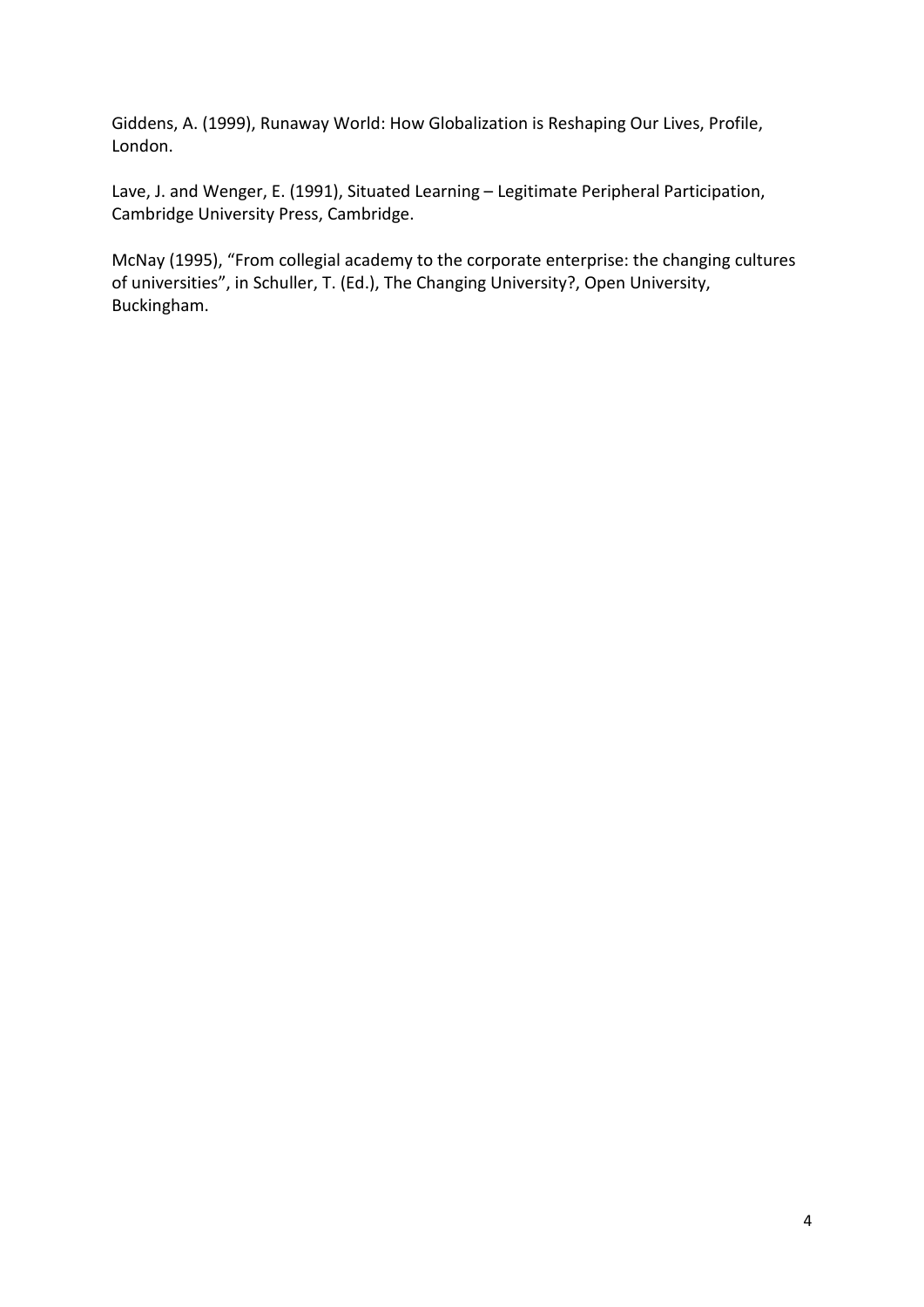Giddens, A. (1999), Runaway World: How Globalization is Reshaping Our Lives, Profile, London.

Lave, J. and Wenger, E. (1991), Situated Learning – Legitimate Peripheral Participation, Cambridge University Press, Cambridge.

McNay (1995), "From collegial academy to the corporate enterprise: the changing cultures of universities", in Schuller, T. (Ed.), The Changing University?, Open University, Buckingham.